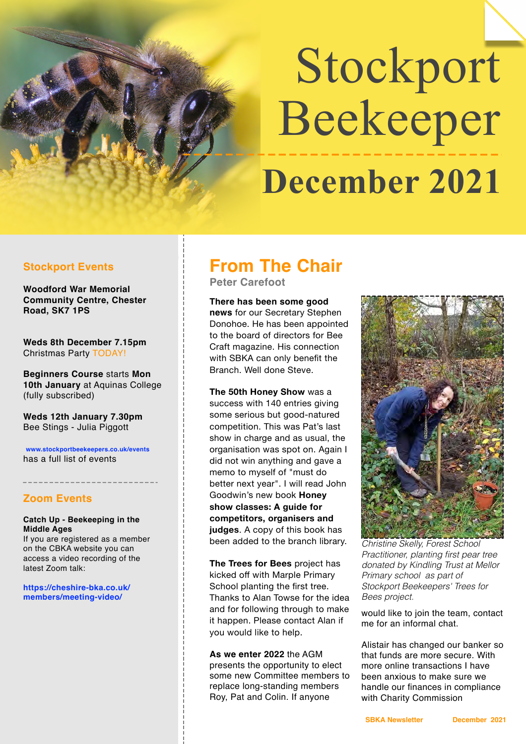# Stockport Beekeeper

# December 2021

## Stockport Events

**Woodford War Memorial Community Centre, Chester Road, SK7 1PS**

**Weds 8th December 7.15pm**
Christmas Party TODAY!

**Beginners Course** starts **Mon 10th January** at Aquinas College (fully subscribed)

**Weds 12th January 7.30pm**
Bee Stings - Julia Piggott

www.stockportbeekeepers.co.uk/events has a full list of events

## Zoom Events

**Catch Up - Beekeeping in the Middle Ages**
If you are registered as a member on the CBKA website you can access a video recording of the latest Zoom talk:

https://cheshire-bka.co.uk/members/meeting-video/

## From The Chair

**Peter Carefoot**

**There has been some good news** for our Secretary Stephen Donohoe. He has been appointed to the board of directors for Bee Craft magazine. His connection with SBKA can only benefit the Branch. Well done Steve.

**The 50th Honey Show** was a success with 140 entries giving some serious but good-natured competition. This was Pat's last show in charge and as usual, the organisation was spot on. Again I did not win anything and gave a memo to myself of "must do better next year". I will read John Goodwin's new book **Honey show classes: A guide for competitors, organisers and judges**. A copy of this book has been added to the branch library.

**The Trees for Bees** project has kicked off with Marple Primary School planting the first tree. Thanks to Alan Towse for the idea and for following through to make it happen. Please contact Alan if you would like to help.

*Christine Skelly, Forest School Practitioner, planting first pear tree donated by Kindling Trust at Mellor Primary school as part of Stockport Beekeepers' Trees for Bees project.*

**As we enter 2022** the AGM presents the opportunity to elect some new Committee members to replace long-standing members Roy, Pat and Colin. If anyone would like to join the team, contact me for an informal chat.

Alistair has changed our banker so that funds are more secure. With more online transactions I have been anxious to make sure we handle our finances in compliance with Charity Commission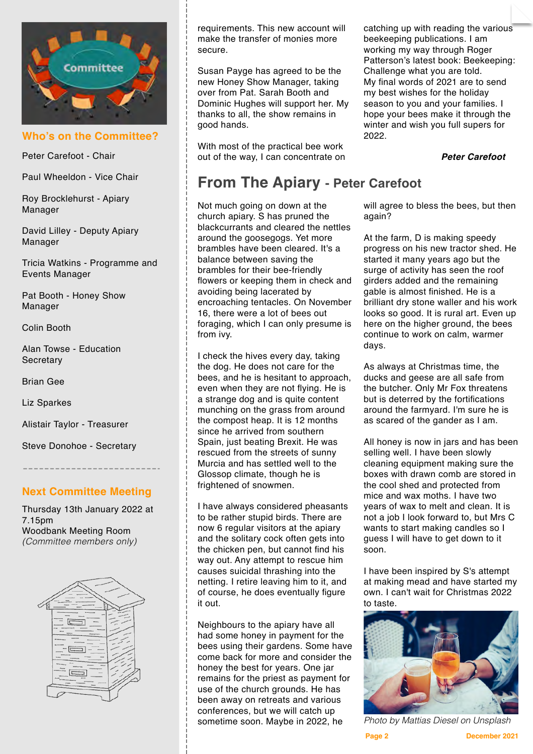## Who's on the Committee?

Peter Carefoot - Chair

Paul Wheeldon - Vice Chair

Roy Brocklehurst - Apiary Manager

David Lilley - Deputy Apiary Manager

Tricia Watkins - Programme and Events Manager

Pat Booth - Honey Show Manager

Colin Booth

Alan Towse - Education Secretary

Brian Gee

Liz Sparkes

Alistair Taylor - Treasurer

Steve Donohoe - Secretary

## Next Committee Meeting

Thursday 13th January 2022 at 7.15pm
Woodbank Meeting Room
*(Committee members only)*

requirements. This new account will make the transfer of monies more secure.

Susan Payge has agreed to be the new Honey Show Manager, taking over from Pat. Sarah Booth and Dominic Hughes will support her. My thanks to all, the show remains in good hands.

With most of the practical bee work out of the way, I can concentrate on catching up with reading the various beekeeping publications. I am working my way through Roger Patterson's latest book: Beekeeping: Challenge what you are told.
My final words of 2021 are to send my best wishes for the holiday season to you and your families. I hope your bees make it through the winter and wish you full supers for 2022.

***Peter Carefoot***

# From The Apiary - Peter Carefoot

Not much going on down at the church apiary. S has pruned the blackcurrants and cleared the nettles around the goosegogs. Yet more brambles have been cleared. It's a balance between saving the brambles for their bee-friendly flowers or keeping them in check and avoiding being lacerated by encroaching tentacles. On November 16, there were a lot of bees out foraging, which I can only presume is from ivy.

I check the hives every day, taking the dog. He does not care for the bees, and he is hesitant to approach, even when they are not flying. He is a strange dog and is quite content munching on the grass from around the compost heap. It is 12 months since he arrived from southern Spain, just beating Brexit. He was rescued from the streets of sunny Murcia and has settled well to the Glossop climate, though he is frightened of snowmen.

I have always considered pheasants to be rather stupid birds. There are now 6 regular visitors at the apiary and the solitary cock often gets into the chicken pen, but cannot find his way out. Any attempt to rescue him causes suicidal thrashing into the netting. I retire leaving him to it, and of course, he does eventually figure it out.

Neighbours to the apiary have all had some honey in payment for the bees using their gardens. Some have come back for more and consider the honey the best for years. One jar remains for the priest as payment for use of the church grounds. He has been away on retreats and various conferences, but we will catch up sometime soon. Maybe in 2022, he will agree to bless the bees, but then again?

At the farm, D is making speedy progress on his new tractor shed. He started it many years ago but the surge of activity has seen the roof girders added and the remaining gable is almost finished. He is a brilliant dry stone waller and his work looks so good. It is rural art. Even up here on the higher ground, the bees continue to work on calm, warmer days.

As always at Christmas time, the ducks and geese are all safe from the butcher. Only Mr Fox threatens but is deterred by the fortifications around the farmyard. I'm sure he is as scared of the gander as I am.

All honey is now in jars and has been selling well. I have been slowly cleaning equipment making sure the boxes with drawn comb are stored in the cool shed and protected from mice and wax moths. I have two years of wax to melt and clean. It is not a job I look forward to, but Mrs C wants to start making candles so I guess I will have to get down to it soon.

I have been inspired by S's attempt at making mead and have started my own. I can't wait for Christmas 2022 to taste.

*Photo by Mattias Diesel on Unsplash*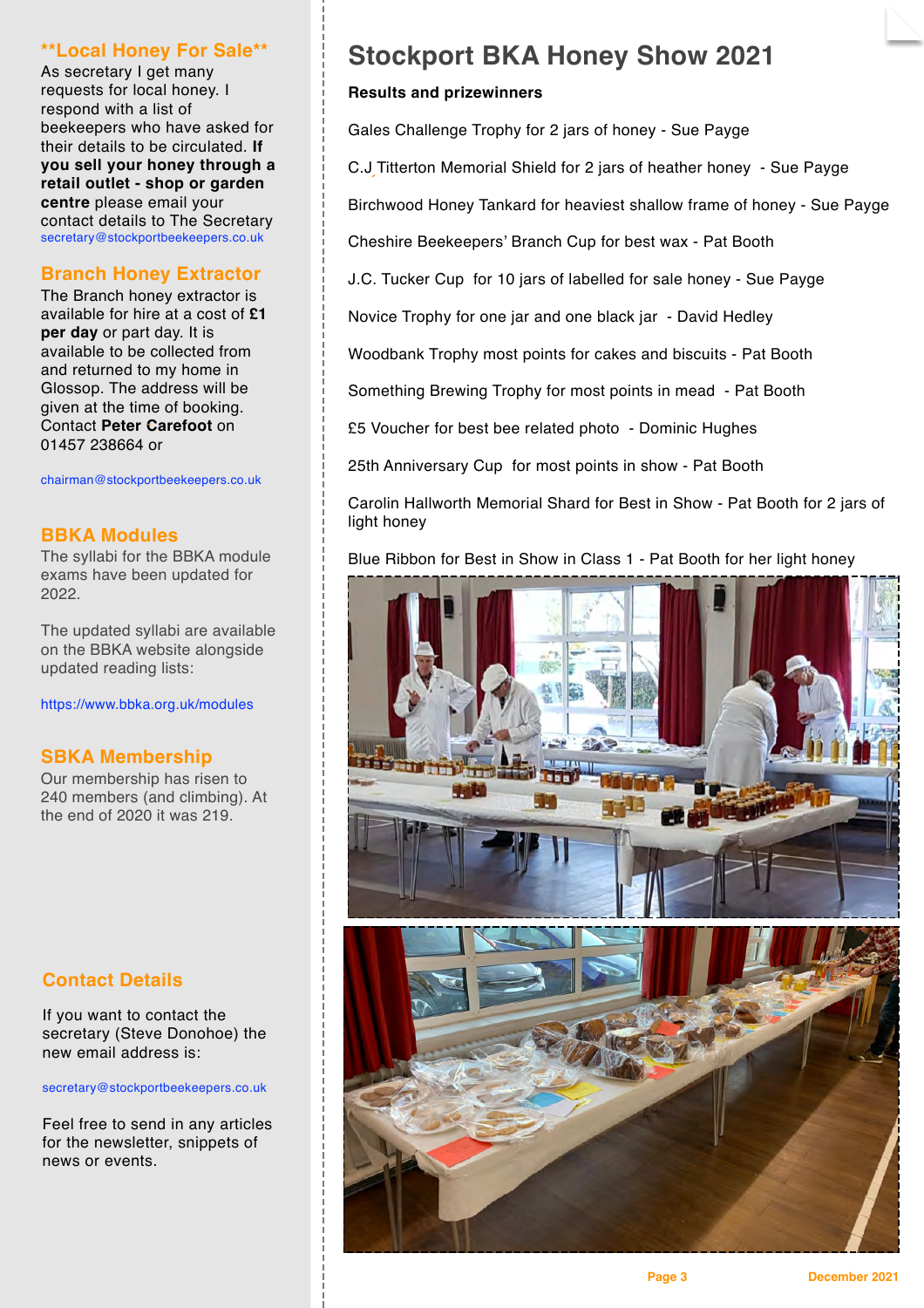## **Local Honey For Sale**

As secretary I get many requests for local honey. I respond with a list of beekeepers who have asked for their details to be circulated. **If you sell your honey through a retail outlet - shop or garden centre** please email your contact details to The Secretary secretary@stockportbeekeepers.co.uk

## Branch Honey Extractor

The Branch honey extractor is available for hire at a cost of **£1 per day** or part day. It is available to be collected from and returned to my home in Glossop. The address will be given at the time of booking. Contact **Peter Carefoot** on 01457 238664 or

chairman@stockportbeekeepers.co.uk

## BBKA Modules

The syllabi for the BBKA module exams have been updated for 2022.

The updated syllabi are available on the BBKA website alongside updated reading lists:

https://www.bbka.org.uk/modules

## SBKA Membership

Our membership has risen to 240 members (and climbing). At the end of 2020 it was 219.

## Contact Details

If you want to contact the secretary (Steve Donohoe) the new email address is:

secretary@stockportbeekeepers.co.uk

Feel free to send in any articles for the newsletter, snippets of news or events.

# Stockport BKA Honey Show 2021

**Results and prizewinners**

Gales Challenge Trophy for 2 jars of honey - Sue Payge

C.J Titterton Memorial Shield for 2 jars of heather honey - Sue Payge

Birchwood Honey Tankard for heaviest shallow frame of honey - Sue Payge

Cheshire Beekeepers' Branch Cup for best wax - Pat Booth

J.C. Tucker Cup for 10 jars of labelled for sale honey - Sue Payge

Novice Trophy for one jar and one black jar - David Hedley

Woodbank Trophy most points for cakes and biscuits - Pat Booth

Something Brewing Trophy for most points in mead - Pat Booth

£5 Voucher for best bee related photo - Dominic Hughes

25th Anniversary Cup for most points in show - Pat Booth

Carolin Hallworth Memorial Shard for Best in Show - Pat Booth for 2 jars of light honey

Blue Ribbon for Best in Show in Class 1 - Pat Booth for her light honey